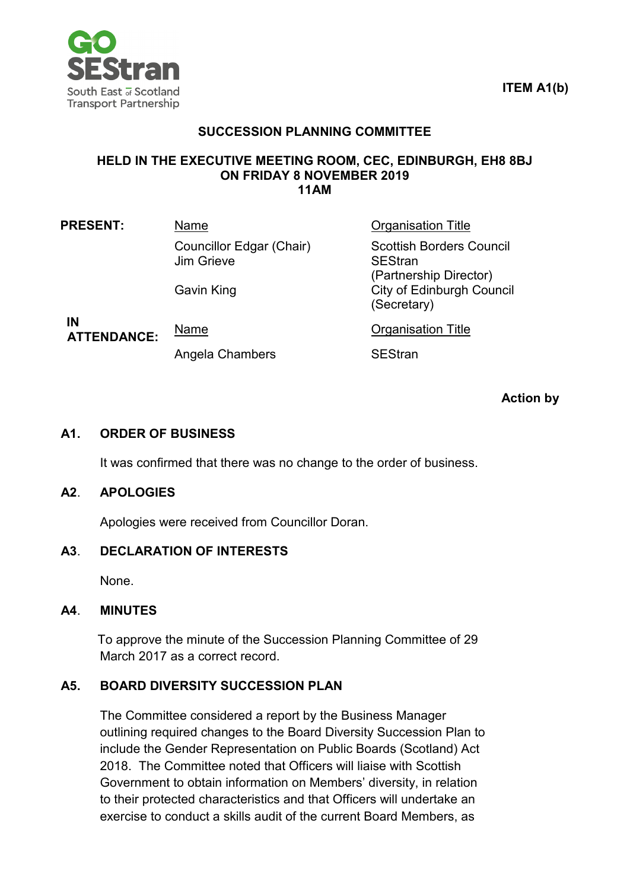**ITEM A1(b)**

# SUCCESSION PLANNING COMMITTEE

**HELD IN THE EXECUTIVE MEETING ROOM, CEC, EDINBURGH, EH8 8BJ**
**ON FRIDAY 8 NOVEMBER 2019**
**11AM**

| **PRESENT:** | Name | Organisation Title |
|---|---|---|
| | Councillor Edgar (Chair) | Scottish Borders Council |
| | Jim Grieve | SEStran (Partnership Director) |
| | Gavin King | City of Edinburgh Council (Secretary) |

| **IN ATTENDANCE:** | Name | Organisation Title |
|---|---|---|
| | Angela Chambers | SEStran |

**Action by**

## A1. ORDER OF BUSINESS

It was confirmed that there was no change to the order of business.

## A2. APOLOGIES

Apologies were received from Councillor Doran.

## A3. DECLARATION OF INTERESTS

None.

## A4. MINUTES

To approve the minute of the Succession Planning Committee of 29 March 2017 as a correct record.

## A5. BOARD DIVERSITY SUCCESSION PLAN

The Committee considered a report by the Business Manager outlining required changes to the Board Diversity Succession Plan to include the Gender Representation on Public Boards (Scotland) Act 2018. The Committee noted that Officers will liaise with Scottish Government to obtain information on Members' diversity, in relation to their protected characteristics and that Officers will undertake an exercise to conduct a skills audit of the current Board Members, as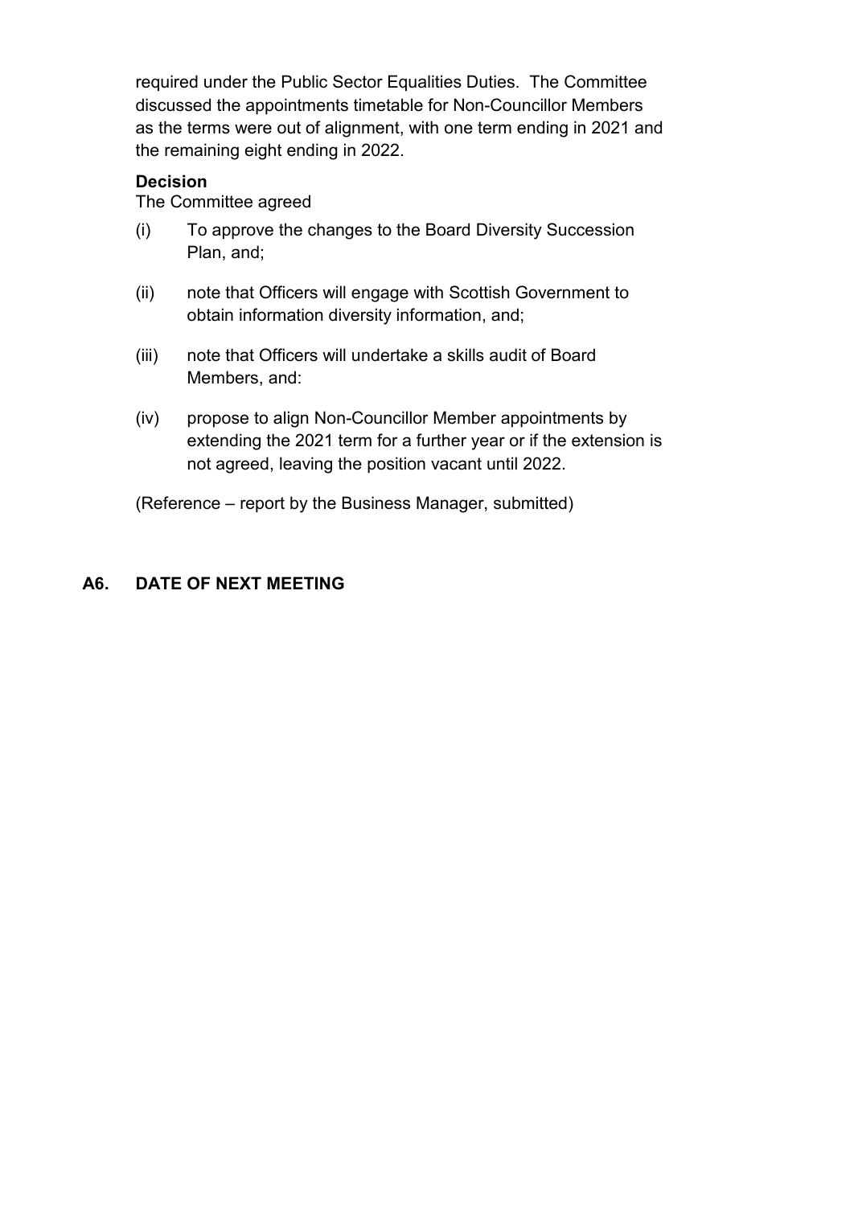required under the Public Sector Equalities Duties. The Committee discussed the appointments timetable for Non-Councillor Members as the terms were out of alignment, with one term ending in 2021 and the remaining eight ending in 2022.

**Decision**

The Committee agreed

(i) To approve the changes to the Board Diversity Succession Plan, and;

(ii) note that Officers will engage with Scottish Government to obtain information diversity information, and;

(iii) note that Officers will undertake a skills audit of Board Members, and:

(iv) propose to align Non-Councillor Member appointments by extending the 2021 term for a further year or if the extension is not agreed, leaving the position vacant until 2022.

(Reference – report by the Business Manager, submitted)

## A6. DATE OF NEXT MEETING